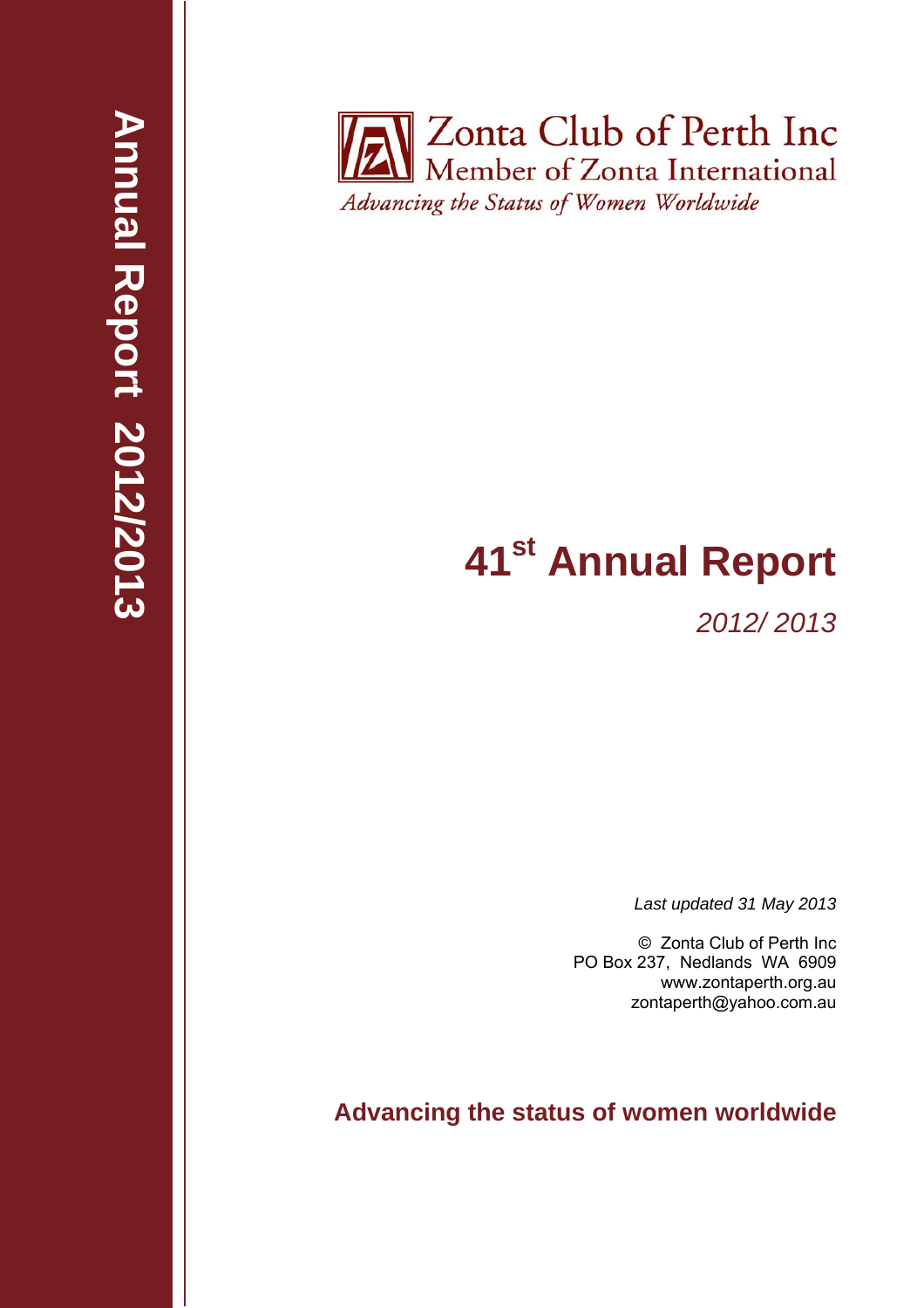Annual Report 2012/2013

Zonta Club of Perth Inc
Member of Zonta International
*Advancing the Status of Women Worldwide*

# 41st Annual Report

*2012/ 2013*

*Last updated 31 May 2013*

© Zonta Club of Perth Inc
PO Box 237, Nedlands WA 6909
www.zontaperth.org.au
zontaperth@yahoo.com.au

**Advancing the status of women worldwide**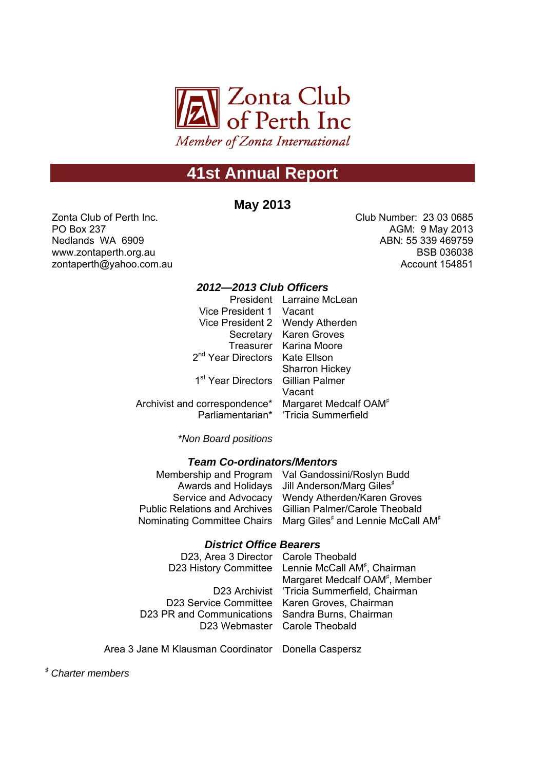# Zonta Club of Perth Inc

*Member of Zonta International*

## 41st Annual Report

### May 2013

Zonta Club of Perth Inc.
PO Box 237
Nedlands WA 6909
www.zontaperth.org.au
zontaperth@yahoo.com.au

Club Number: 23 03 0685
AGM: 9 May 2013
ABN: 55 339 469759
BSB 036038
Account 154851

### *2012—2013 Club Officers*

| | |
|---|---|
| President | Larraine McLean |
| Vice President 1 | Vacant |
| Vice President 2 | Wendy Atherden |
| Secretary | Karen Groves |
| Treasurer | Karina Moore |
| 2nd Year Directors | Kate Ellson |
| | Sharron Hickey |
| 1st Year Directors | Gillian Palmer |
| | Vacant |
| Archivist and correspondence* | Margaret Medcalf OAM♯ |
| Parliamentarian* | 'Tricia Summerfield |

*\*Non Board positions*

### *Team Co-ordinators/Mentors*

| | |
|---|---|
| Membership and Program | Val Gandossini/Roslyn Budd |
| Awards and Holidays | Jill Anderson/Marg Giles♯ |
| Service and Advocacy | Wendy Atherden/Karen Groves |
| Public Relations and Archives | Gillian Palmer/Carole Theobald |
| Nominating Committee Chairs | Marg Giles♯ and Lennie McCall AM♯ |

### *District Office Bearers*

| | |
|---|---|
| D23, Area 3 Director | Carole Theobald |
| D23 History Committee | Lennie McCall AM♯, Chairman |
| | Margaret Medcalf OAM♯, Member |
| D23 Archivist | 'Tricia Summerfield, Chairman |
| D23 Service Committee | Karen Groves, Chairman |
| D23 PR and Communications | Sandra Burns, Chairman |
| D23 Webmaster | Carole Theobald |

| | |
|---|---|
| Area 3 Jane M Klausman Coordinator | Donella Caspersz |

*♯ Charter members*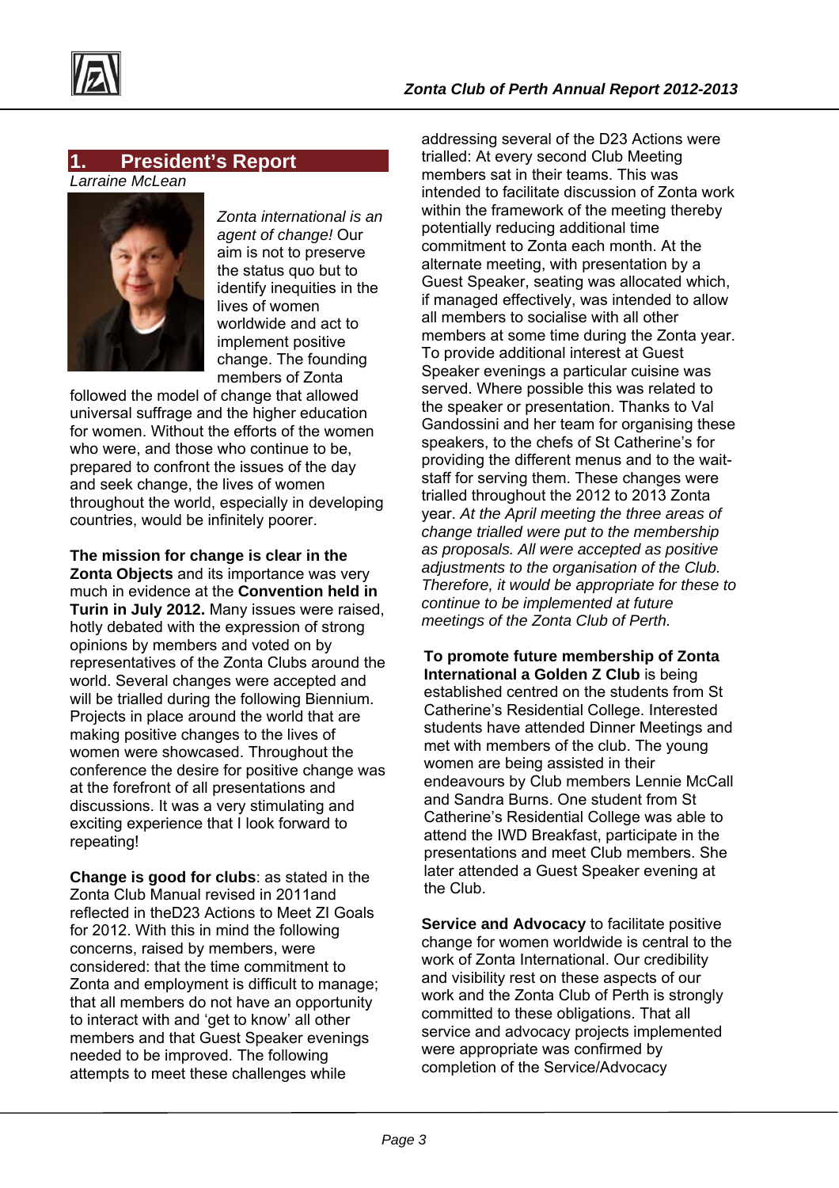## 1. President's Report

*Larraine McLean*

*Zonta international is an agent of change!* Our aim is not to preserve the status quo but to identify inequities in the lives of women worldwide and act to implement positive change. The founding members of Zonta followed the model of change that allowed universal suffrage and the higher education for women. Without the efforts of the women who were, and those who continue to be, prepared to confront the issues of the day and seek change, the lives of women throughout the world, especially in developing countries, would be infinitely poorer.

**The mission for change is clear in the Zonta Objects** and its importance was very much in evidence at the **Convention held in Turin in July 2012.** Many issues were raised, hotly debated with the expression of strong opinions by members and voted on by representatives of the Zonta Clubs around the world. Several changes were accepted and will be trialled during the following Biennium. Projects in place around the world that are making positive changes to the lives of women were showcased. Throughout the conference the desire for positive change was at the forefront of all presentations and discussions. It was a very stimulating and exciting experience that I look forward to repeating!

**Change is good for clubs**: as stated in the Zonta Club Manual revised in 2011and reflected in theD23 Actions to Meet ZI Goals for 2012. With this in mind the following concerns, raised by members, were considered: that the time commitment to Zonta and employment is difficult to manage; that all members do not have an opportunity to interact with and 'get to know' all other members and that Guest Speaker evenings needed to be improved. The following attempts to meet these challenges while addressing several of the D23 Actions were trialled: At every second Club Meeting members sat in their teams. This was intended to facilitate discussion of Zonta work within the framework of the meeting thereby potentially reducing additional time commitment to Zonta each month. At the alternate meeting, with presentation by a Guest Speaker, seating was allocated which, if managed effectively, was intended to allow all members to socialise with all other members at some time during the Zonta year. To provide additional interest at Guest Speaker evenings a particular cuisine was served. Where possible this was related to the speaker or presentation. Thanks to Val Gandossini and her team for organising these speakers, to the chefs of St Catherine's for providing the different menus and to the wait-staff for serving them. These changes were trialled throughout the 2012 to 2013 Zonta year. *At the April meeting the three areas of change trialled were put to the membership as proposals. All were accepted as positive adjustments to the organisation of the Club. Therefore, it would be appropriate for these to continue to be implemented at future meetings of the Zonta Club of Perth.*

**To promote future membership of Zonta International a Golden Z Club** is being established centred on the students from St Catherine's Residential College. Interested students have attended Dinner Meetings and met with members of the club. The young women are being assisted in their endeavours by Club members Lennie McCall and Sandra Burns. One student from St Catherine's Residential College was able to attend the IWD Breakfast, participate in the presentations and meet Club members. She later attended a Guest Speaker evening at the Club.

**Service and Advocacy** to facilitate positive change for women worldwide is central to the work of Zonta International. Our credibility and visibility rest on these aspects of our work and the Zonta Club of Perth is strongly committed to these obligations. That all service and advocacy projects implemented were appropriate was confirmed by completion of the Service/Advocacy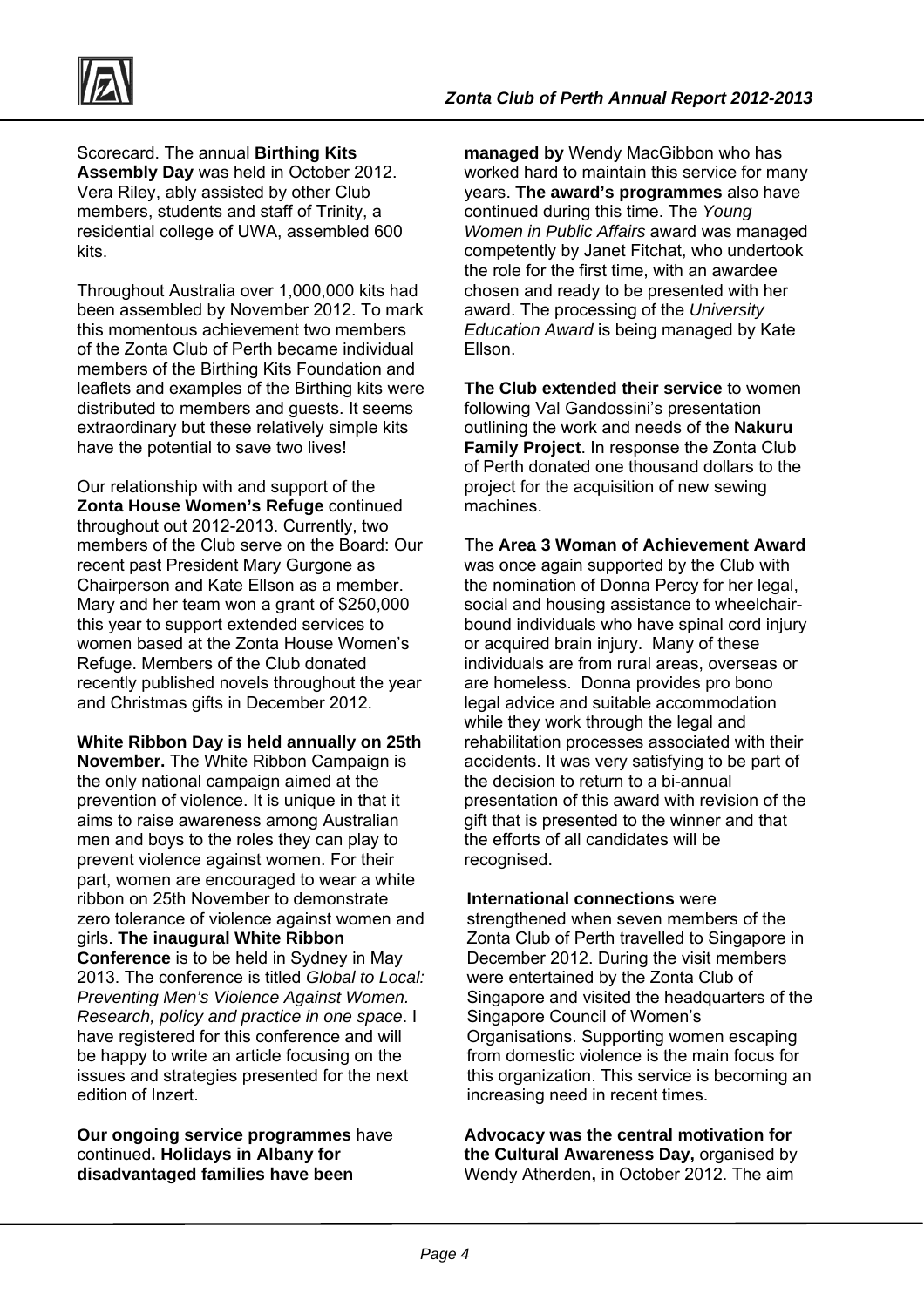Scorecard. The annual **Birthing Kits Assembly Day** was held in October 2012. Vera Riley, ably assisted by other Club members, students and staff of Trinity, a residential college of UWA, assembled 600 kits.

Throughout Australia over 1,000,000 kits had been assembled by November 2012. To mark this momentous achievement two members of the Zonta Club of Perth became individual members of the Birthing Kits Foundation and leaflets and examples of the Birthing kits were distributed to members and guests. It seems extraordinary but these relatively simple kits have the potential to save two lives!

Our relationship with and support of the **Zonta House Women's Refuge** continued throughout out 2012-2013. Currently, two members of the Club serve on the Board: Our recent past President Mary Gurgone as Chairperson and Kate Ellson as a member. Mary and her team won a grant of $250,000 this year to support extended services to women based at the Zonta House Women's Refuge. Members of the Club donated recently published novels throughout the year and Christmas gifts in December 2012.

**White Ribbon Day is held annually on 25th November.** The White Ribbon Campaign is the only national campaign aimed at the prevention of violence. It is unique in that it aims to raise awareness among Australian men and boys to the roles they can play to prevent violence against women. For their part, women are encouraged to wear a white ribbon on 25th November to demonstrate zero tolerance of violence against women and girls. **The inaugural White Ribbon Conference** is to be held in Sydney in May 2013. The conference is titled *Global to Local: Preventing Men's Violence Against Women. Research, policy and practice in one space*. I have registered for this conference and will be happy to write an article focusing on the issues and strategies presented for the next edition of Inzert.

**Our ongoing service programmes** have continued**. Holidays in Albany for disadvantaged families have been managed by** Wendy MacGibbon who has worked hard to maintain this service for many years. **The award's programmes** also have continued during this time. The *Young Women in Public Affairs* award was managed competently by Janet Fitchat, who undertook the role for the first time, with an awardee chosen and ready to be presented with her award. The processing of the *University Education Award* is being managed by Kate Ellson.

**The Club extended their service** to women following Val Gandossini's presentation outlining the work and needs of the **Nakuru Family Project**. In response the Zonta Club of Perth donated one thousand dollars to the project for the acquisition of new sewing machines.

The **Area 3 Woman of Achievement Award** was once again supported by the Club with the nomination of Donna Percy for her legal, social and housing assistance to wheelchair-bound individuals who have spinal cord injury or acquired brain injury. Many of these individuals are from rural areas, overseas or are homeless. Donna provides pro bono legal advice and suitable accommodation while they work through the legal and rehabilitation processes associated with their accidents. It was very satisfying to be part of the decision to return to a bi-annual presentation of this award with revision of the gift that is presented to the winner and that the efforts of all candidates will be recognised.

**International connections** were strengthened when seven members of the Zonta Club of Perth travelled to Singapore in December 2012. During the visit members were entertained by the Zonta Club of Singapore and visited the headquarters of the Singapore Council of Women's Organisations. Supporting women escaping from domestic violence is the main focus for this organization. This service is becoming an increasing need in recent times.

**Advocacy was the central motivation for the Cultural Awareness Day,** organised by Wendy Atherden**,** in October 2012. The aim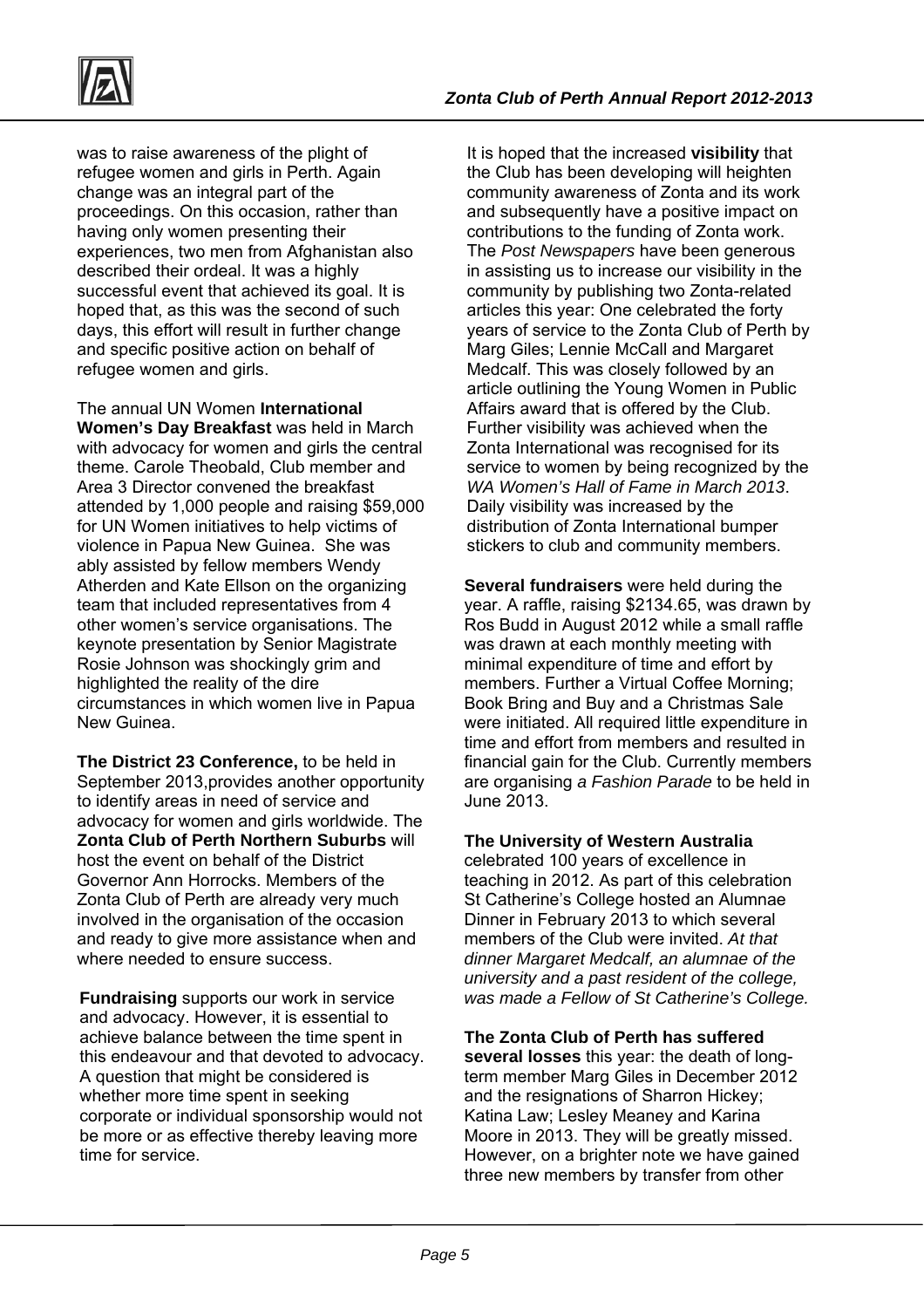was to raise awareness of the plight of refugee women and girls in Perth. Again change was an integral part of the proceedings. On this occasion, rather than having only women presenting their experiences, two men from Afghanistan also described their ordeal. It was a highly successful event that achieved its goal. It is hoped that, as this was the second of such days, this effort will result in further change and specific positive action on behalf of refugee women and girls.

The annual UN Women **International Women's Day Breakfast** was held in March with advocacy for women and girls the central theme. Carole Theobald, Club member and Area 3 Director convened the breakfast attended by 1,000 people and raising $59,000 for UN Women initiatives to help victims of violence in Papua New Guinea. She was ably assisted by fellow members Wendy Atherden and Kate Ellson on the organizing team that included representatives from 4 other women's service organisations. The keynote presentation by Senior Magistrate Rosie Johnson was shockingly grim and highlighted the reality of the dire circumstances in which women live in Papua New Guinea.

**The District 23 Conference,** to be held in September 2013,provides another opportunity to identify areas in need of service and advocacy for women and girls worldwide. The **Zonta Club of Perth Northern Suburbs** will host the event on behalf of the District Governor Ann Horrocks. Members of the Zonta Club of Perth are already very much involved in the organisation of the occasion and ready to give more assistance when and where needed to ensure success.

**Fundraising** supports our work in service and advocacy. However, it is essential to achieve balance between the time spent in this endeavour and that devoted to advocacy. A question that might be considered is whether more time spent in seeking corporate or individual sponsorship would not be more or as effective thereby leaving more time for service.

It is hoped that the increased **visibility** that the Club has been developing will heighten community awareness of Zonta and its work and subsequently have a positive impact on contributions to the funding of Zonta work. The *Post Newspapers* have been generous in assisting us to increase our visibility in the community by publishing two Zonta-related articles this year: One celebrated the forty years of service to the Zonta Club of Perth by Marg Giles; Lennie McCall and Margaret Medcalf. This was closely followed by an article outlining the Young Women in Public Affairs award that is offered by the Club. Further visibility was achieved when the Zonta International was recognised for its service to women by being recognized by the *WA Women's Hall of Fame in March 2013*. Daily visibility was increased by the distribution of Zonta International bumper stickers to club and community members.

**Several fundraisers** were held during the year. A raffle, raising $2134.65, was drawn by Ros Budd in August 2012 while a small raffle was drawn at each monthly meeting with minimal expenditure of time and effort by members. Further a Virtual Coffee Morning; Book Bring and Buy and a Christmas Sale were initiated. All required little expenditure in time and effort from members and resulted in financial gain for the Club. Currently members are organising *a Fashion Parade* to be held in June 2013.

**The University of Western Australia** celebrated 100 years of excellence in teaching in 2012. As part of this celebration St Catherine's College hosted an Alumnae Dinner in February 2013 to which several members of the Club were invited. *At that dinner Margaret Medcalf, an alumnae of the university and a past resident of the college, was made a Fellow of St Catherine's College.*

**The Zonta Club of Perth has suffered several losses** this year: the death of long-term member Marg Giles in December 2012 and the resignations of Sharron Hickey; Katina Law; Lesley Meaney and Karina Moore in 2013. They will be greatly missed. However, on a brighter note we have gained three new members by transfer from other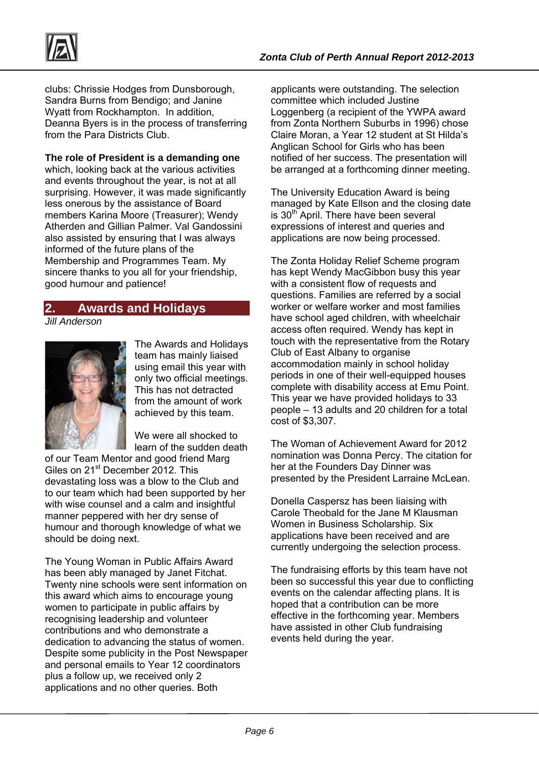clubs: Chrissie Hodges from Dunsborough, Sandra Burns from Bendigo; and Janine Wyatt from Rockhampton. In addition, Deanna Byers is in the process of transferring from the Para Districts Club.

**The role of President is a demanding one** which, looking back at the various activities and events throughout the year, is not at all surprising. However, it was made significantly less onerous by the assistance of Board members Karina Moore (Treasurer); Wendy Atherden and Gillian Palmer. Val Gandossini also assisted by ensuring that I was always informed of the future plans of the Membership and Programmes Team. My sincere thanks to you all for your friendship, good humour and patience!

## 2. Awards and Holidays

*Jill Anderson*

The Awards and Holidays team has mainly liaised using email this year with only two official meetings. This has not detracted from the amount of work achieved by this team.

We were all shocked to learn of the sudden death of our Team Mentor and good friend Marg Giles on 21st December 2012. This devastating loss was a blow to the Club and to our team which had been supported by her with wise counsel and a calm and insightful manner peppered with her dry sense of humour and thorough knowledge of what we should be doing next.

The Young Woman in Public Affairs Award has been ably managed by Janet Fitchat. Twenty nine schools were sent information on this award which aims to encourage young women to participate in public affairs by recognising leadership and volunteer contributions and who demonstrate a dedication to advancing the status of women. Despite some publicity in the Post Newspaper and personal emails to Year 12 coordinators plus a follow up, we received only 2 applications and no other queries. Both applicants were outstanding. The selection committee which included Justine Loggenberg (a recipient of the YWPA award from Zonta Northern Suburbs in 1996) chose Claire Moran, a Year 12 student at St Hilda's Anglican School for Girls who has been notified of her success. The presentation will be arranged at a forthcoming dinner meeting.

The University Education Award is being managed by Kate Ellson and the closing date is 30th April. There have been several expressions of interest and queries and applications are now being processed.

The Zonta Holiday Relief Scheme program has kept Wendy MacGibbon busy this year with a consistent flow of requests and questions. Families are referred by a social worker or welfare worker and most families have school aged children, with wheelchair access often required. Wendy has kept in touch with the representative from the Rotary Club of East Albany to organise accommodation mainly in school holiday periods in one of their well-equipped houses complete with disability access at Emu Point. This year we have provided holidays to 33 people – 13 adults and 20 children for a total cost of $3,307.

The Woman of Achievement Award for 2012 nomination was Donna Percy. The citation for her at the Founders Day Dinner was presented by the President Larraine McLean.

Donella Caspersz has been liaising with Carole Theobald for the Jane M Klausman Women in Business Scholarship. Six applications have been received and are currently undergoing the selection process.

The fundraising efforts by this team have not been so successful this year due to conflicting events on the calendar affecting plans. It is hoped that a contribution can be more effective in the forthcoming year. Members have assisted in other Club fundraising events held during the year.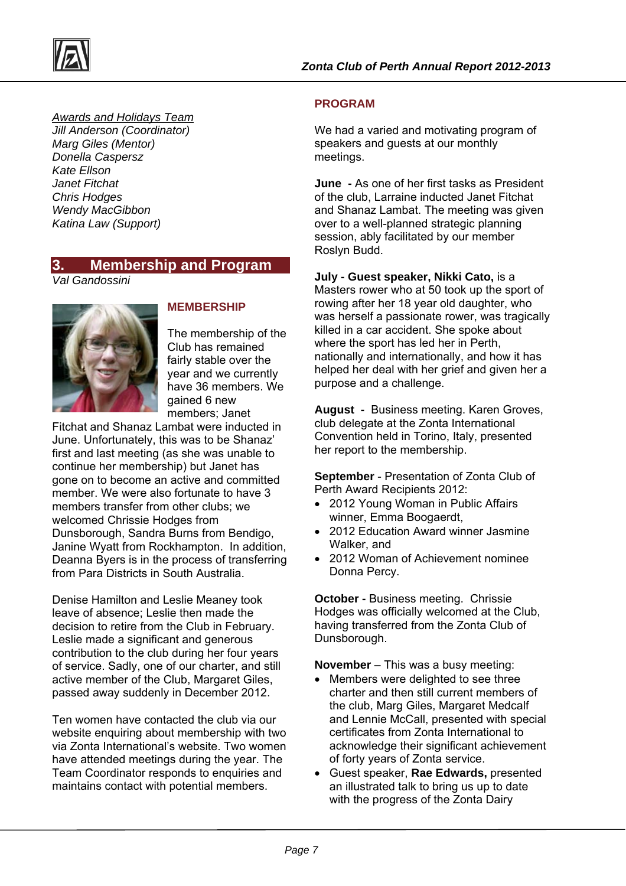*<u>Awards and Holidays Team</u>*
*Jill Anderson (Coordinator)*
*Marg Giles (Mentor)*
*Donella Caspersz*
*Kate Ellson*
*Janet Fitchat*
*Chris Hodges*
*Wendy MacGibbon*
*Katina Law (Support)*

## 3. Membership and Program

*Val Gandossini*

### MEMBERSHIP

The membership of the Club has remained fairly stable over the year and we currently have 36 members. We gained 6 new members; Janet Fitchat and Shanaz Lambat were inducted in June. Unfortunately, this was to be Shanaz' first and last meeting (as she was unable to continue her membership) but Janet has gone on to become an active and committed member. We were also fortunate to have 3 members transfer from other clubs; we welcomed Chrissie Hodges from Dunsborough, Sandra Burns from Bendigo, Janine Wyatt from Rockhampton. In addition, Deanna Byers is in the process of transferring from Para Districts in South Australia.

Denise Hamilton and Leslie Meaney took leave of absence; Leslie then made the decision to retire from the Club in February. Leslie made a significant and generous contribution to the club during her four years of service. Sadly, one of our charter, and still active member of the Club, Margaret Giles, passed away suddenly in December 2012.

Ten women have contacted the club via our website enquiring about membership with two via Zonta International's website. Two women have attended meetings during the year. The Team Coordinator responds to enquiries and maintains contact with potential members.

### PROGRAM

We had a varied and motivating program of speakers and guests at our monthly meetings.

**June -** As one of her first tasks as President of the club, Larraine inducted Janet Fitchat and Shanaz Lambat. The meeting was given over to a well-planned strategic planning session, ably facilitated by our member Roslyn Budd.

**July - Guest speaker, Nikki Cato,** is a Masters rower who at 50 took up the sport of rowing after her 18 year old daughter, who was herself a passionate rower, was tragically killed in a car accident. She spoke about where the sport has led her in Perth, nationally and internationally, and how it has helped her deal with her grief and given her a purpose and a challenge.

**August -** Business meeting. Karen Groves, club delegate at the Zonta International Convention held in Torino, Italy, presented her report to the membership.

**September** - Presentation of Zonta Club of Perth Award Recipients 2012:

- 2012 Young Woman in Public Affairs winner, Emma Boogaerdt,
- 2012 Education Award winner Jasmine Walker, and
- 2012 Woman of Achievement nominee Donna Percy.

**October -** Business meeting. Chrissie Hodges was officially welcomed at the Club, having transferred from the Zonta Club of Dunsborough.

**November** – This was a busy meeting:

- Members were delighted to see three charter and then still current members of the club, Marg Giles, Margaret Medcalf and Lennie McCall, presented with special certificates from Zonta International to acknowledge their significant achievement of forty years of Zonta service.
- Guest speaker, **Rae Edwards,** presented an illustrated talk to bring us up to date with the progress of the Zonta Dairy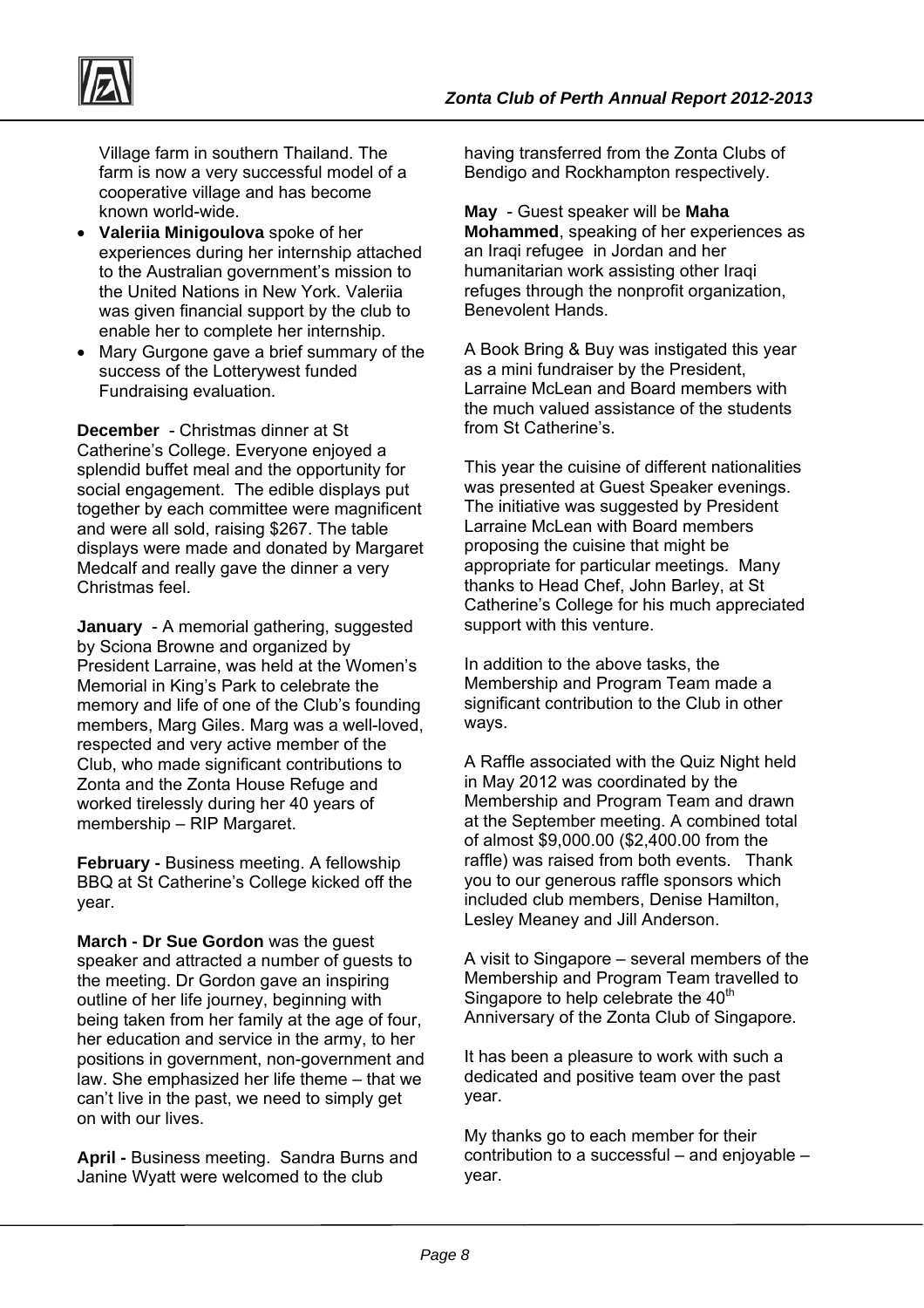Village farm in southern Thailand. The farm is now a very successful model of a cooperative village and has become known world-wide.

- **Valeriia Minigoulova** spoke of her experiences during her internship attached to the Australian government's mission to the United Nations in New York. Valeriia was given financial support by the club to enable her to complete her internship.
- Mary Gurgone gave a brief summary of the success of the Lotterywest funded Fundraising evaluation.

**December** - Christmas dinner at St Catherine's College. Everyone enjoyed a splendid buffet meal and the opportunity for social engagement. The edible displays put together by each committee were magnificent and were all sold, raising $267. The table displays were made and donated by Margaret Medcalf and really gave the dinner a very Christmas feel.

**January** - A memorial gathering, suggested by Sciona Browne and organized by President Larraine, was held at the Women's Memorial in King's Park to celebrate the memory and life of one of the Club's founding members, Marg Giles. Marg was a well-loved, respected and very active member of the Club, who made significant contributions to Zonta and the Zonta House Refuge and worked tirelessly during her 40 years of membership – RIP Margaret.

**February -** Business meeting. A fellowship BBQ at St Catherine's College kicked off the year.

**March - Dr Sue Gordon** was the guest speaker and attracted a number of guests to the meeting. Dr Gordon gave an inspiring outline of her life journey, beginning with being taken from her family at the age of four, her education and service in the army, to her positions in government, non-government and law. She emphasized her life theme – that we can't live in the past, we need to simply get on with our lives.

**April -** Business meeting. Sandra Burns and Janine Wyatt were welcomed to the club having transferred from the Zonta Clubs of Bendigo and Rockhampton respectively.

**May** - Guest speaker will be **Maha Mohammed**, speaking of her experiences as an Iraqi refugee in Jordan and her humanitarian work assisting other Iraqi refuges through the nonprofit organization, Benevolent Hands.

A Book Bring & Buy was instigated this year as a mini fundraiser by the President, Larraine McLean and Board members with the much valued assistance of the students from St Catherine's.

This year the cuisine of different nationalities was presented at Guest Speaker evenings. The initiative was suggested by President Larraine McLean with Board members proposing the cuisine that might be appropriate for particular meetings. Many thanks to Head Chef, John Barley, at St Catherine's College for his much appreciated support with this venture.

In addition to the above tasks, the Membership and Program Team made a significant contribution to the Club in other ways.

A Raffle associated with the Quiz Night held in May 2012 was coordinated by the Membership and Program Team and drawn at the September meeting. A combined total of almost $9,000.00 ($2,400.00 from the raffle) was raised from both events. Thank you to our generous raffle sponsors which included club members, Denise Hamilton, Lesley Meaney and Jill Anderson.

A visit to Singapore – several members of the Membership and Program Team travelled to Singapore to help celebrate the 40th Anniversary of the Zonta Club of Singapore.

It has been a pleasure to work with such a dedicated and positive team over the past year.

My thanks go to each member for their contribution to a successful – and enjoyable – year.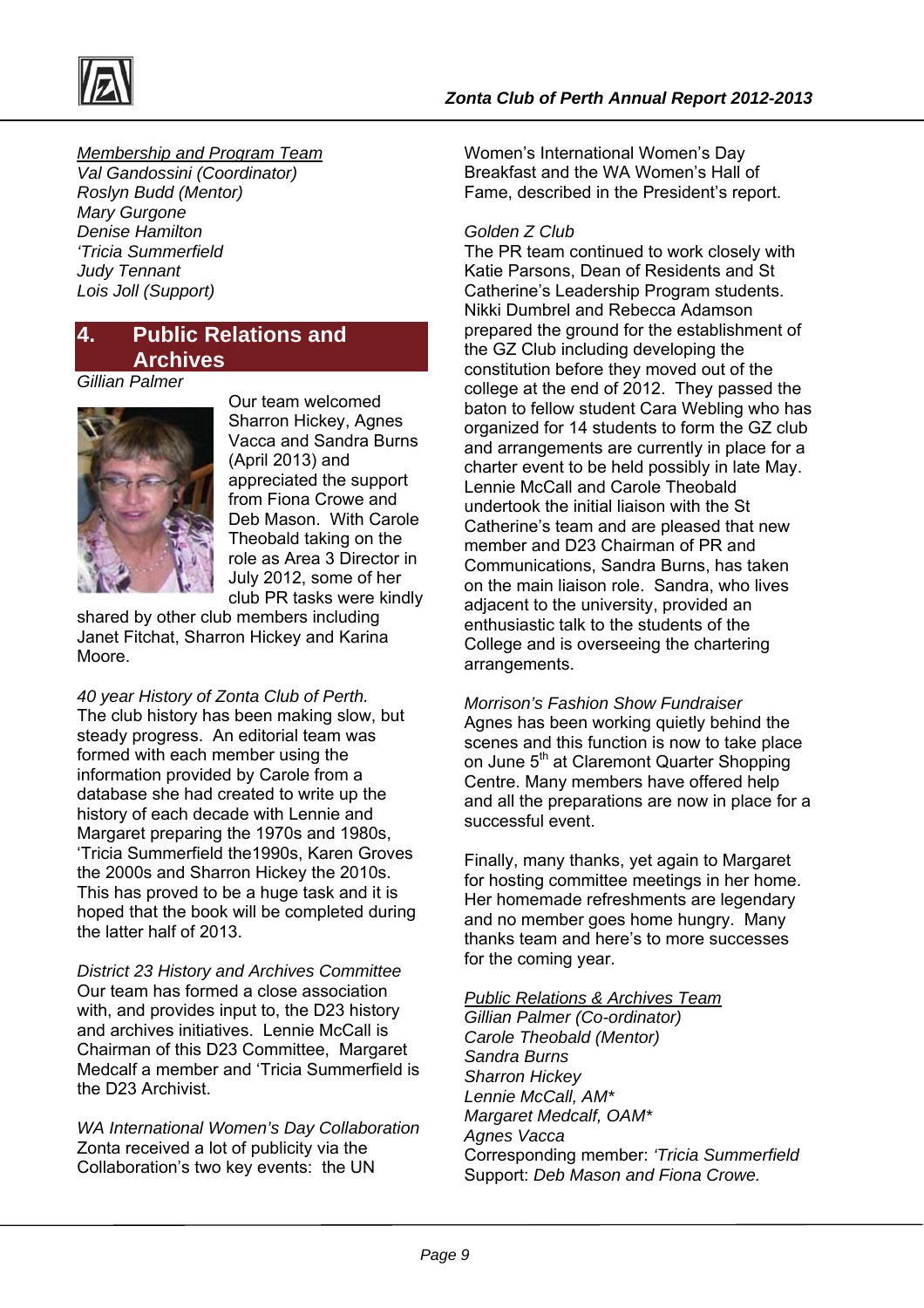<u>*Membership and Program Team*</u>
*Val Gandossini (Coordinator)*
*Roslyn Budd (Mentor)*
*Mary Gurgone*
*Denise Hamilton*
*'Tricia Summerfield*
*Judy Tennant*
*Lois Joll (Support)*

## 4. Public Relations and Archives

*Gillian Palmer*

Our team welcomed Sharron Hickey, Agnes Vacca and Sandra Burns (April 2013) and appreciated the support from Fiona Crowe and Deb Mason. With Carole Theobald taking on the role as Area 3 Director in July 2012, some of her club PR tasks were kindly shared by other club members including Janet Fitchat, Sharron Hickey and Karina Moore.

*40 year History of Zonta Club of Perth.*
The club history has been making slow, but steady progress. An editorial team was formed with each member using the information provided by Carole from a database she had created to write up the history of each decade with Lennie and Margaret preparing the 1970s and 1980s, 'Tricia Summerfield the1990s, Karen Groves the 2000s and Sharron Hickey the 2010s. This has proved to be a huge task and it is hoped that the book will be completed during the latter half of 2013.

*District 23 History and Archives Committee*
Our team has formed a close association with, and provides input to, the D23 history and archives initiatives. Lennie McCall is Chairman of this D23 Committee, Margaret Medcalf a member and 'Tricia Summerfield is the D23 Archivist.

*WA International Women's Day Collaboration*
Zonta received a lot of publicity via the Collaboration's two key events: the UN Women's International Women's Day Breakfast and the WA Women's Hall of Fame, described in the President's report.

*Golden Z Club*
The PR team continued to work closely with Katie Parsons, Dean of Residents and St Catherine's Leadership Program students. Nikki Dumbrel and Rebecca Adamson prepared the ground for the establishment of the GZ Club including developing the constitution before they moved out of the college at the end of 2012. They passed the baton to fellow student Cara Webling who has organized for 14 students to form the GZ club and arrangements are currently in place for a charter event to be held possibly in late May. Lennie McCall and Carole Theobald undertook the initial liaison with the St Catherine's team and are pleased that new member and D23 Chairman of PR and Communications, Sandra Burns, has taken on the main liaison role. Sandra, who lives adjacent to the university, provided an enthusiastic talk to the students of the College and is overseeing the chartering arrangements.

*Morrison's Fashion Show Fundraiser*
Agnes has been working quietly behind the scenes and this function is now to take place on June 5th at Claremont Quarter Shopping Centre. Many members have offered help and all the preparations are now in place for a successful event.

Finally, many thanks, yet again to Margaret for hosting committee meetings in her home. Her homemade refreshments are legendary and no member goes home hungry. Many thanks team and here's to more successes for the coming year.

<u>*Public Relations & Archives Team*</u>
*Gillian Palmer (Co-ordinator)*
*Carole Theobald (Mentor)*
*Sandra Burns*
*Sharron Hickey*
*Lennie McCall, AM**
*Margaret Medcalf, OAM**
*Agnes Vacca*
Corresponding member: *'Tricia Summerfield*
Support: *Deb Mason and Fiona Crowe.*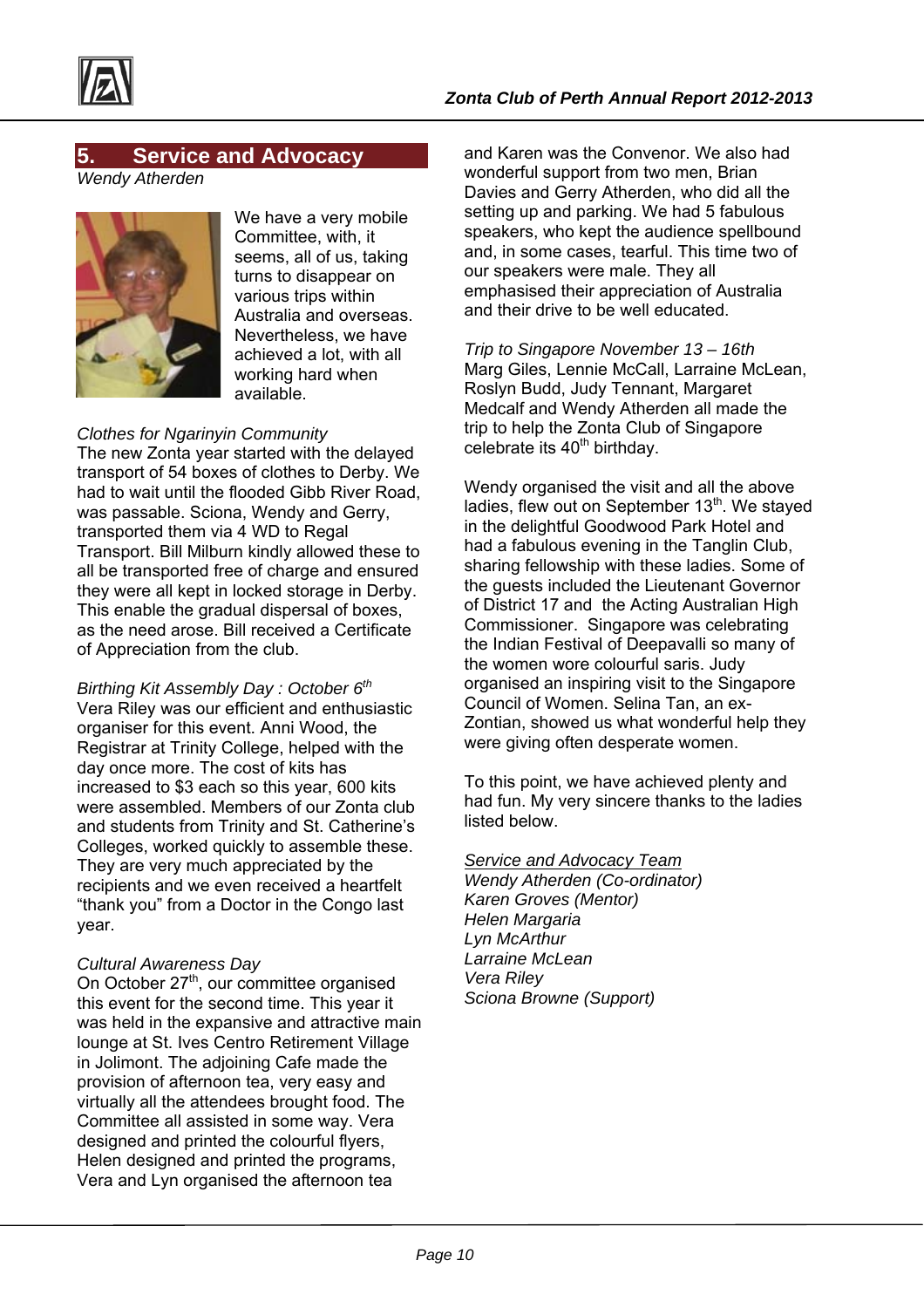## 5. Service and Advocacy

*Wendy Atherden*

We have a very mobile Committee, with, it seems, all of us, taking turns to disappear on various trips within Australia and overseas. Nevertheless, we have achieved a lot, with all working hard when available.

*Clothes for Ngarinyin Community*

The new Zonta year started with the delayed transport of 54 boxes of clothes to Derby. We had to wait until the flooded Gibb River Road, was passable. Sciona, Wendy and Gerry, transported them via 4 WD to Regal Transport. Bill Milburn kindly allowed these to all be transported free of charge and ensured they were all kept in locked storage in Derby. This enable the gradual dispersal of boxes, as the need arose. Bill received a Certificate of Appreciation from the club.

*Birthing Kit Assembly Day : October 6th*

Vera Riley was our efficient and enthusiastic organiser for this event. Anni Wood, the Registrar at Trinity College, helped with the day once more. The cost of kits has increased to $3 each so this year, 600 kits were assembled. Members of our Zonta club and students from Trinity and St. Catherine's Colleges, worked quickly to assemble these. They are very much appreciated by the recipients and we even received a heartfelt "thank you" from a Doctor in the Congo last year.

*Cultural Awareness Day*

On October 27th, our committee organised this event for the second time. This year it was held in the expansive and attractive main lounge at St. Ives Centro Retirement Village in Jolimont. The adjoining Cafe made the provision of afternoon tea, very easy and virtually all the attendees brought food. The Committee all assisted in some way. Vera designed and printed the colourful flyers, Helen designed and printed the programs, Vera and Lyn organised the afternoon tea and Karen was the Convenor. We also had wonderful support from two men, Brian Davies and Gerry Atherden, who did all the setting up and parking. We had 5 fabulous speakers, who kept the audience spellbound and, in some cases, tearful. This time two of our speakers were male. They all emphasised their appreciation of Australia and their drive to be well educated.

*Trip to Singapore November 13 – 16th*

Marg Giles, Lennie McCall, Larraine McLean, Roslyn Budd, Judy Tennant, Margaret Medcalf and Wendy Atherden all made the trip to help the Zonta Club of Singapore celebrate its 40th birthday.

Wendy organised the visit and all the above ladies, flew out on September 13th. We stayed in the delightful Goodwood Park Hotel and had a fabulous evening in the Tanglin Club, sharing fellowship with these ladies. Some of the guests included the Lieutenant Governor of District 17 and the Acting Australian High Commissioner. Singapore was celebrating the Indian Festival of Deepavalli so many of the women wore colourful saris. Judy organised an inspiring visit to the Singapore Council of Women. Selina Tan, an ex-Zontian, showed us what wonderful help they were giving often desperate women.

To this point, we have achieved plenty and had fun. My very sincere thanks to the ladies listed below.

*Service and Advocacy Team*

*Wendy Atherden (Co-ordinator)*
*Karen Groves (Mentor)*
*Helen Margaria*
*Lyn McArthur*
*Larraine McLean*
*Vera Riley*
*Sciona Browne (Support)*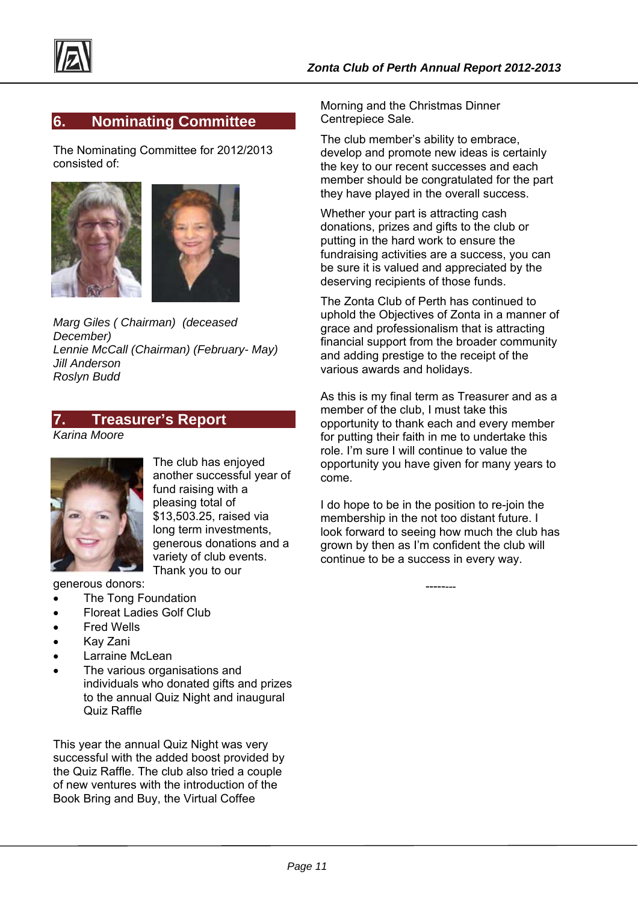## 6. Nominating Committee

The Nominating Committee for 2012/2013 consisted of:

*Marg Giles ( Chairman) (deceased December)*
*Lennie McCall (Chairman) (February- May)*
*Jill Anderson*
*Roslyn Budd*

## 7. Treasurer's Report

*Karina Moore*

The club has enjoyed another successful year of fund raising with a pleasing total of $13,503.25, raised via long term investments, generous donations and a variety of club events. Thank you to our generous donors:

- The Tong Foundation
- Floreat Ladies Golf Club
- Fred Wells
- Kay Zani
- Larraine McLean
- The various organisations and individuals who donated gifts and prizes to the annual Quiz Night and inaugural Quiz Raffle

This year the annual Quiz Night was very successful with the added boost provided by the Quiz Raffle. The club also tried a couple of new ventures with the introduction of the Book Bring and Buy, the Virtual Coffee Morning and the Christmas Dinner Centrepiece Sale.

The club member's ability to embrace, develop and promote new ideas is certainly the key to our recent successes and each member should be congratulated for the part they have played in the overall success.

Whether your part is attracting cash donations, prizes and gifts to the club or putting in the hard work to ensure the fundraising activities are a success, you can be sure it is valued and appreciated by the deserving recipients of those funds.

The Zonta Club of Perth has continued to uphold the Objectives of Zonta in a manner of grace and professionalism that is attracting financial support from the broader community and adding prestige to the receipt of the various awards and holidays.

As this is my final term as Treasurer and as a member of the club, I must take this opportunity to thank each and every member for putting their faith in me to undertake this role. I'm sure I will continue to value the opportunity you have given for many years to come.

I do hope to be in the position to re-join the membership in the not too distant future. I look forward to seeing how much the club has grown by then as I'm confident the club will continue to be a success in every way.

--------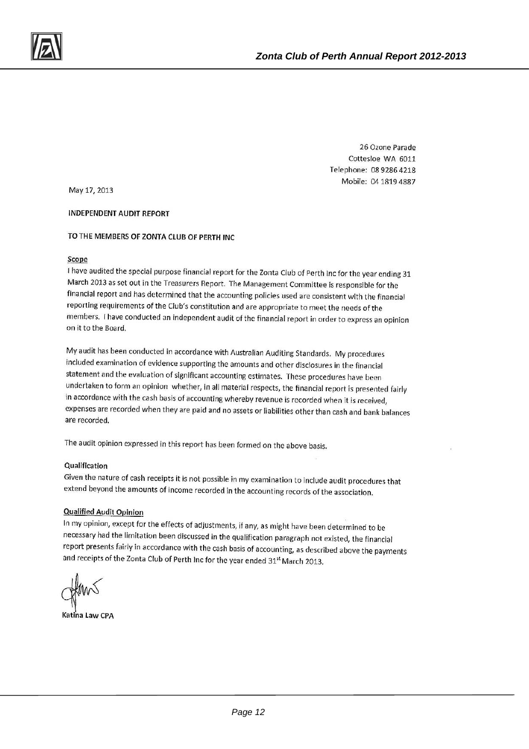26 Ozone Parade
Cottesloe WA 6011
Telephone: 08 9286 4218
Mobile: 04 1819 4887

May 17, 2013

**INDEPENDENT AUDIT REPORT**

**TO THE MEMBERS OF ZONTA CLUB OF PERTH INC**

**Scope**

I have audited the special purpose financial report for the Zonta Club of Perth Inc for the year ending 31 March 2013 as set out in the Treasurers Report. The Management Committee is responsible for the financial report and has determined that the accounting policies used are consistent with the financial reporting requirements of the Club's constitution and are appropriate to meet the needs of the members. I have conducted an independent audit of the financial report in order to express an opinion on it to the Board.

My audit has been conducted in accordance with Australian Auditing Standards. My procedures included examination of evidence supporting the amounts and other disclosures in the financial statement and the evaluation of significant accounting estimates. These procedures have been undertaken to form an opinion whether, in all material respects, the financial report is presented fairly in accordance with the cash basis of accounting whereby revenue is recorded when it is received, expenses are recorded when they are paid and no assets or liabilities other than cash and bank balances are recorded.

The audit opinion expressed in this report has been formed on the above basis.

**Qualification**

Given the nature of cash receipts it is not possible in my examination to include audit procedures that extend beyond the amounts of income recorded in the accounting records of the association.

**Qualified Audit Opinion**

In my opinion, except for the effects of adjustments, if any, as might have been determined to be necessary had the limitation been discussed in the qualification paragraph not existed, the financial report presents fairly in accordance with the cash basis of accounting, as described above the payments and receipts of the Zonta Club of Perth Inc for the year ended 31st March 2013.

Katina Law CPA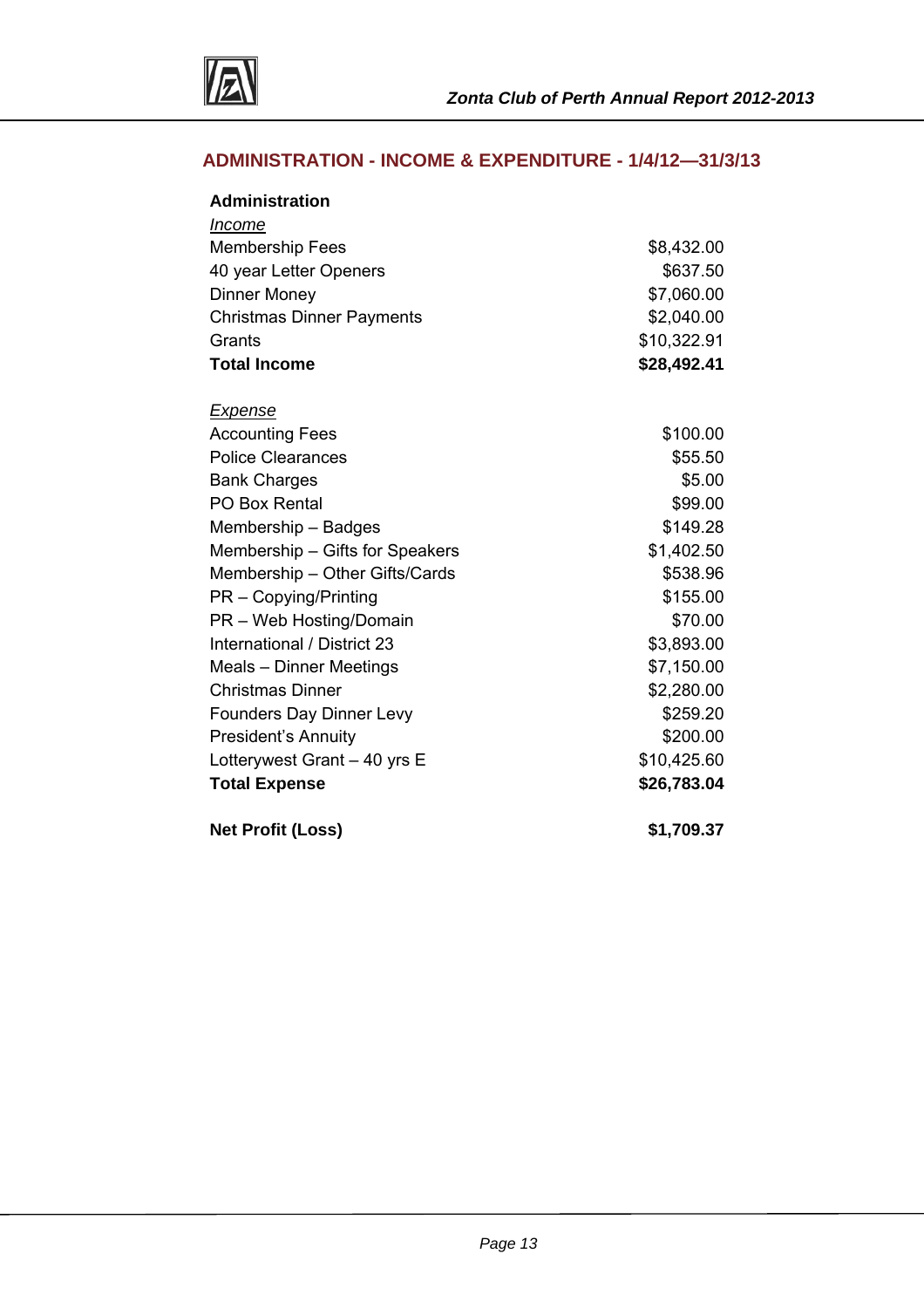## ADMINISTRATION - INCOME & EXPENDITURE - 1/4/12—31/3/13

| **Administration** | |
|---|---|
| *Income* | |
| Membership Fees | $8,432.00 |
| 40 year Letter Openers | $637.50 |
| Dinner Money | $7,060.00 |
| Christmas Dinner Payments | $2,040.00 |
| Grants | $10,322.91 |
| **Total Income** | **$28,492.41** |
| | |
| *Expense* | |
| Accounting Fees | $100.00 |
| Police Clearances | $55.50 |
| Bank Charges | $5.00 |
| PO Box Rental | $99.00 |
| Membership – Badges | $149.28 |
| Membership – Gifts for Speakers | $1,402.50 |
| Membership – Other Gifts/Cards | $538.96 |
| PR – Copying/Printing | $155.00 |
| PR – Web Hosting/Domain | $70.00 |
| International / District 23 | $3,893.00 |
| Meals – Dinner Meetings | $7,150.00 |
| Christmas Dinner | $2,280.00 |
| Founders Day Dinner Levy | $259.20 |
| President's Annuity | $200.00 |
| Lotterywest Grant – 40 yrs E | $10,425.60 |
| **Total Expense** | **$26,783.04** |
| | |
| **Net Profit (Loss)** | **$1,709.37** |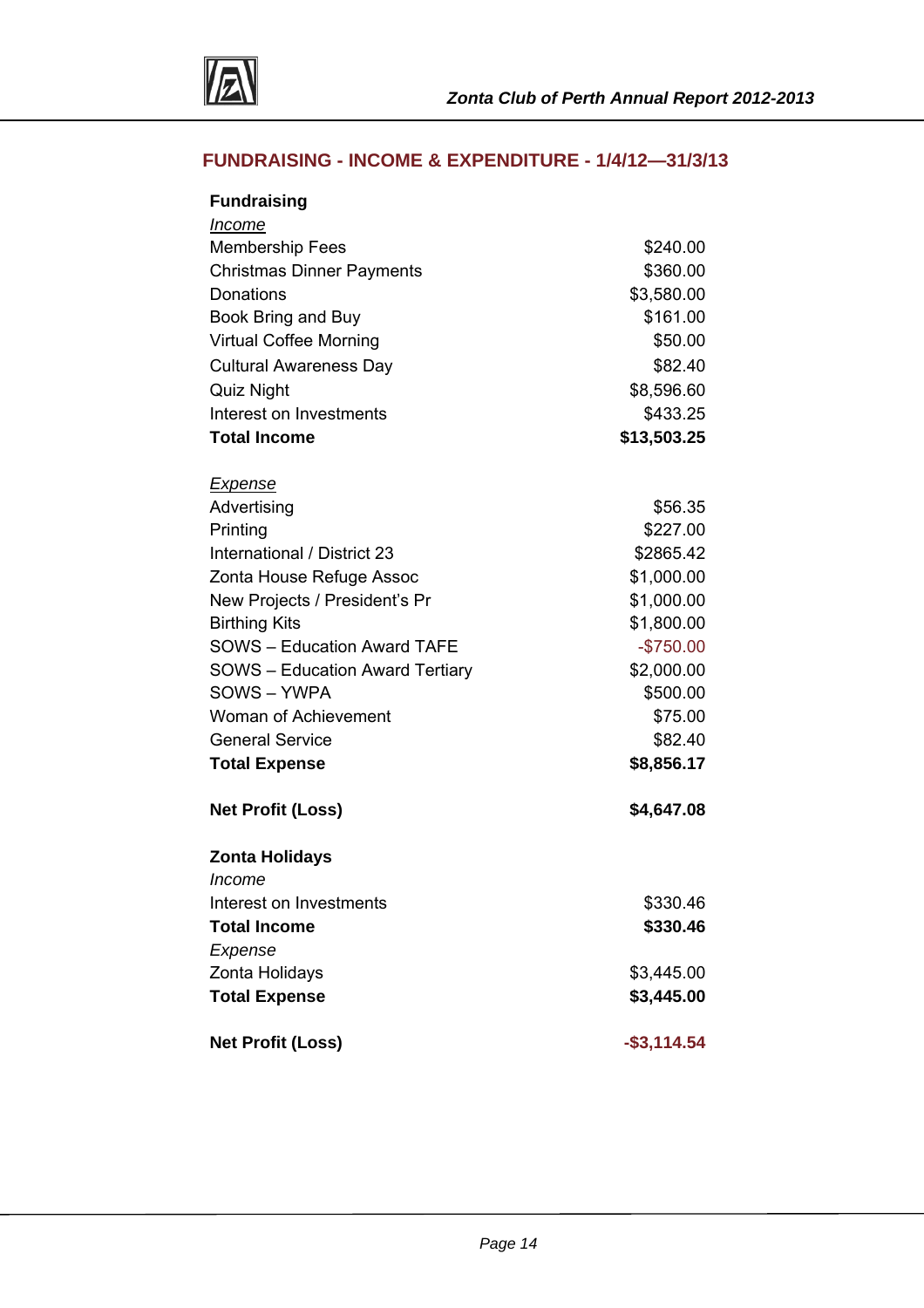## FUNDRAISING - INCOME & EXPENDITURE - 1/4/12—31/3/13

| | |
|---|---|
| **Fundraising** | |
| *Income* | |
| Membership Fees | $240.00 |
| Christmas Dinner Payments | $360.00 |
| Donations | $3,580.00 |
| Book Bring and Buy | $161.00 |
| Virtual Coffee Morning | $50.00 |
| Cultural Awareness Day | $82.40 |
| Quiz Night | $8,596.60 |
| Interest on Investments | $433.25 |
| **Total Income** | **$13,503.25** |
| | |
| *Expense* | |
| Advertising | $56.35 |
| Printing | $227.00 |
| International / District 23 | $2865.42 |
| Zonta House Refuge Assoc | $1,000.00 |
| New Projects / President's Pr | $1,000.00 |
| Birthing Kits | $1,800.00 |
| SOWS – Education Award TAFE | -$750.00 |
| SOWS – Education Award Tertiary | $2,000.00 |
| SOWS – YWPA | $500.00 |
| Woman of Achievement | $75.00 |
| General Service | $82.40 |
| **Total Expense** | **$8,856.17** |
| | |
| **Net Profit (Loss)** | **$4,647.08** |
| | |
| **Zonta Holidays** | |
| *Income* | |
| Interest on Investments | $330.46 |
| **Total Income** | **$330.46** |
| *Expense* | |
| Zonta Holidays | $3,445.00 |
| **Total Expense** | **$3,445.00** |
| | |
| **Net Profit (Loss)** | **-$3,114.54** |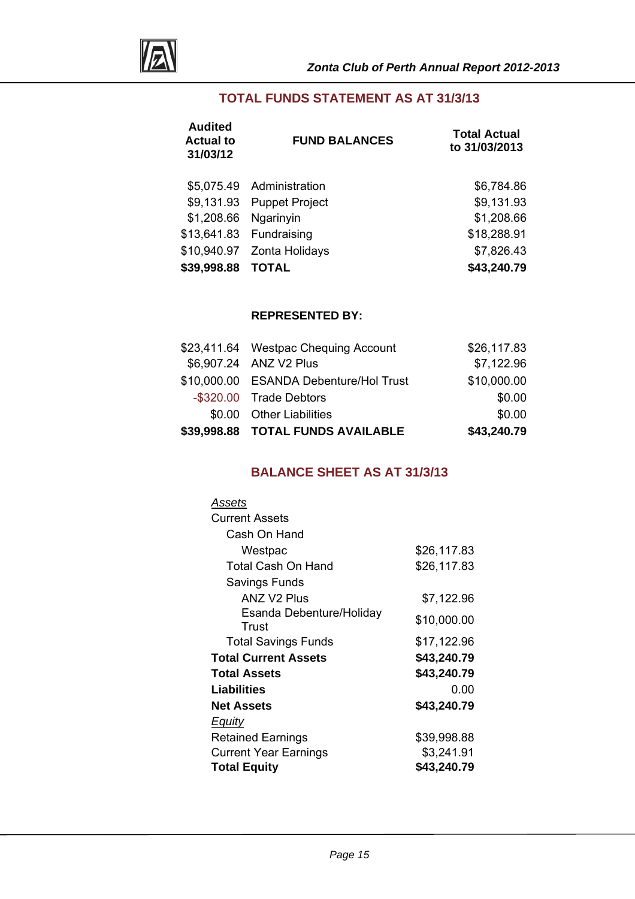## TOTAL FUNDS STATEMENT AS AT 31/3/13

| Audited Actual to 31/03/12 | FUND BALANCES | Total Actual to 31/03/2013 |
|---|---|---|
| $5,075.49 | Administration | $6,784.86 |
| $9,131.93 | Puppet Project | $9,131.93 |
| $1,208.66 | Ngarinyin | $1,208.66 |
| $13,641.83 | Fundraising | $18,288.91 |
| $10,940.97 | Zonta Holidays | $7,826.43 |
| **$39,998.88** | **TOTAL** | **$43,240.79** |
| | **REPRESENTED BY:** | |
| $23,411.64 | Westpac Chequing Account | $26,117.83 |
| $6,907.24 | ANZ V2 Plus | $7,122.96 |
| $10,000.00 | ESANDA Debenture/Hol Trust | $10,000.00 |
| -$320.00 | Trade Debtors | $0.00 |
| $0.00 | Other Liabilities | $0.00 |
| **$39,998.88** | **TOTAL FUNDS AVAILABLE** | **$43,240.79** |

## BALANCE SHEET AS AT 31/3/13

| | |
|---|---|
| *Assets* | |
| Current Assets | |
| Cash On Hand | |
| Westpac | $26,117.83 |
| Total Cash On Hand | $26,117.83 |
| Savings Funds | |
| ANZ V2 Plus | $7,122.96 |
| Esanda Debenture/Holiday Trust | $10,000.00 |
| Total Savings Funds | $17,122.96 |
| **Total Current Assets** | **$43,240.79** |
| **Total Assets** | **$43,240.79** |
| **Liabilities** | 0.00 |
| **Net Assets** | **$43,240.79** |
| *Equity* | |
| Retained Earnings | $39,998.88 |
| Current Year Earnings | $3,241.91 |
| **Total Equity** | **$43,240.79** |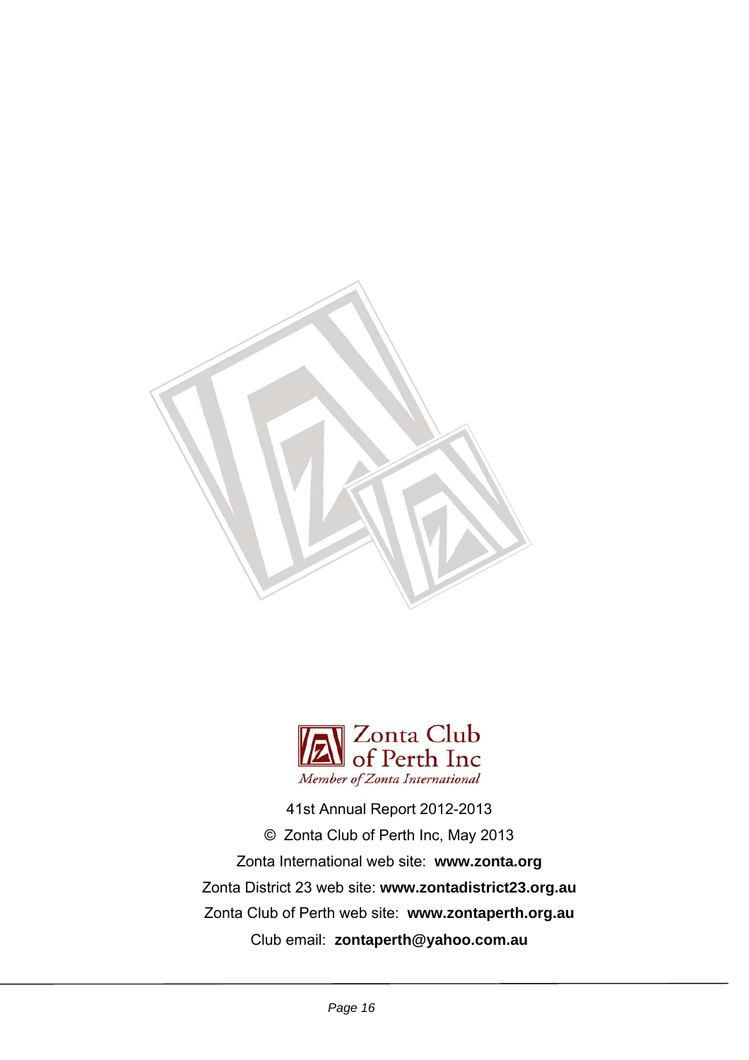Zonta Club of Perth Inc

*Member of Zonta International*

41st Annual Report 2012-2013

© Zonta Club of Perth Inc, May 2013

Zonta International web site: **www.zonta.org**

Zonta District 23 web site: **www.zontadistrict23.org.au**

Zonta Club of Perth web site: **www.zontaperth.org.au**

Club email: **zontaperth@yahoo.com.au**